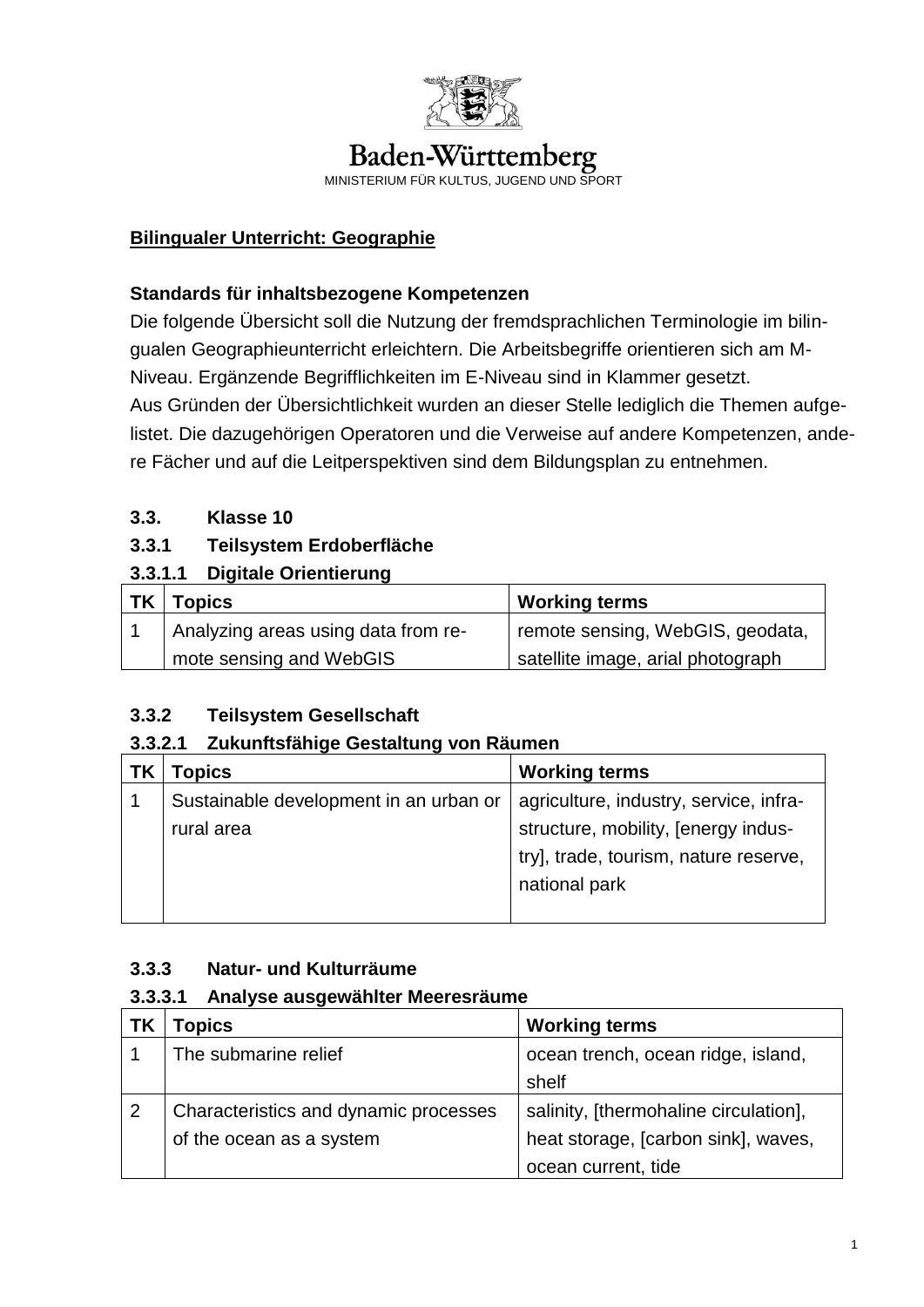Baden-Württemberg
MINISTERIUM FÜR KULTUS, JUGEND UND SPORT

**Bilingualer Unterricht: Geographie**

**Standards für inhaltsbezogene Kompetenzen**

Die folgende Übersicht soll die Nutzung der fremdsprachlichen Terminologie im bilingualen Geographieunterricht erleichtern. Die Arbeitsbegriffe orientieren sich am M-Niveau. Ergänzende Begrifflichkeiten im E-Niveau sind in Klammer gesetzt.
Aus Gründen der Übersichtlichkeit wurden an dieser Stelle lediglich die Themen aufgelistet. Die dazugehörigen Operatoren und die Verweise auf andere Kompetenzen, andere Fächer und auf die Leitperspektiven sind dem Bildungsplan zu entnehmen.

## 3.3. Klasse 10

### 3.3.1 Teilsystem Erdoberfläche

#### 3.3.1.1 Digitale Orientierung

| TK | Topics | Working terms |
|---|---|---|
| 1 | Analyzing areas using data from remote sensing and WebGIS | remote sensing, WebGIS, geodata, satellite image, arial photograph |

### 3.3.2 Teilsystem Gesellschaft

#### 3.3.2.1 Zukunftsfähige Gestaltung von Räumen

| TK | Topics | Working terms |
|---|---|---|
| 1 | Sustainable development in an urban or rural area | agriculture, industry, service, infrastructure, mobility, [energy industry], trade, tourism, nature reserve, national park |

### 3.3.3 Natur- und Kulturräume

#### 3.3.3.1 Analyse ausgewählter Meeresräume

| TK | Topics | Working terms |
|---|---|---|
| 1 | The submarine relief | ocean trench, ocean ridge, island, shelf |
| 2 | Characteristics and dynamic processes of the ocean as a system | salinity, [thermohaline circulation], heat storage, [carbon sink], waves, ocean current, tide |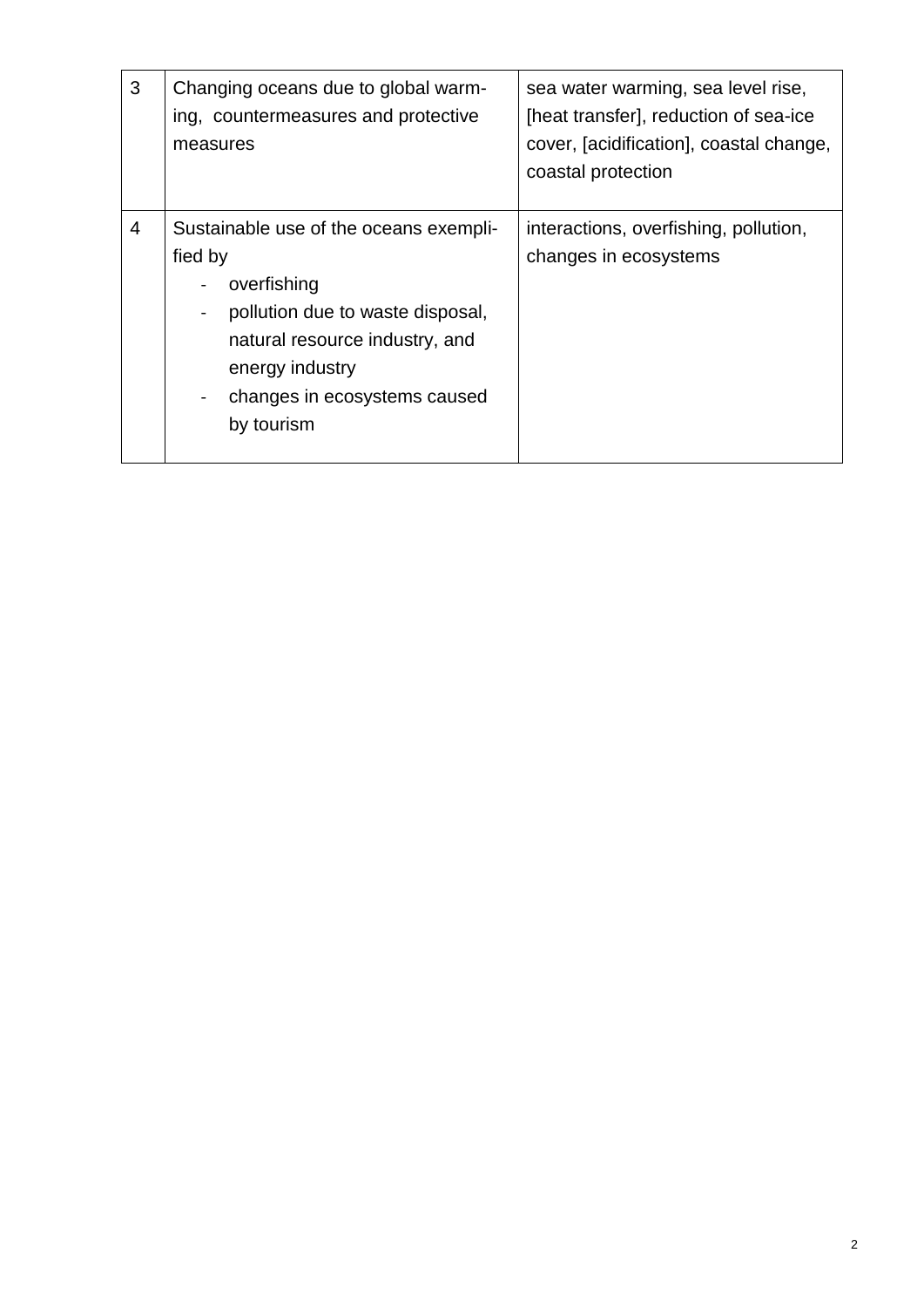| | | |
|---|---|---|
| 3 | Changing oceans due to global warming, countermeasures and protective measures | sea water warming, sea level rise, [heat transfer], reduction of sea-ice cover, [acidification], coastal change, coastal protection |
| 4 | Sustainable use of the oceans exemplified by<br>- overfishing<br>- pollution due to waste disposal, natural resource industry, and energy industry<br>- changes in ecosystems caused by tourism | interactions, overfishing, pollution, changes in ecosystems |